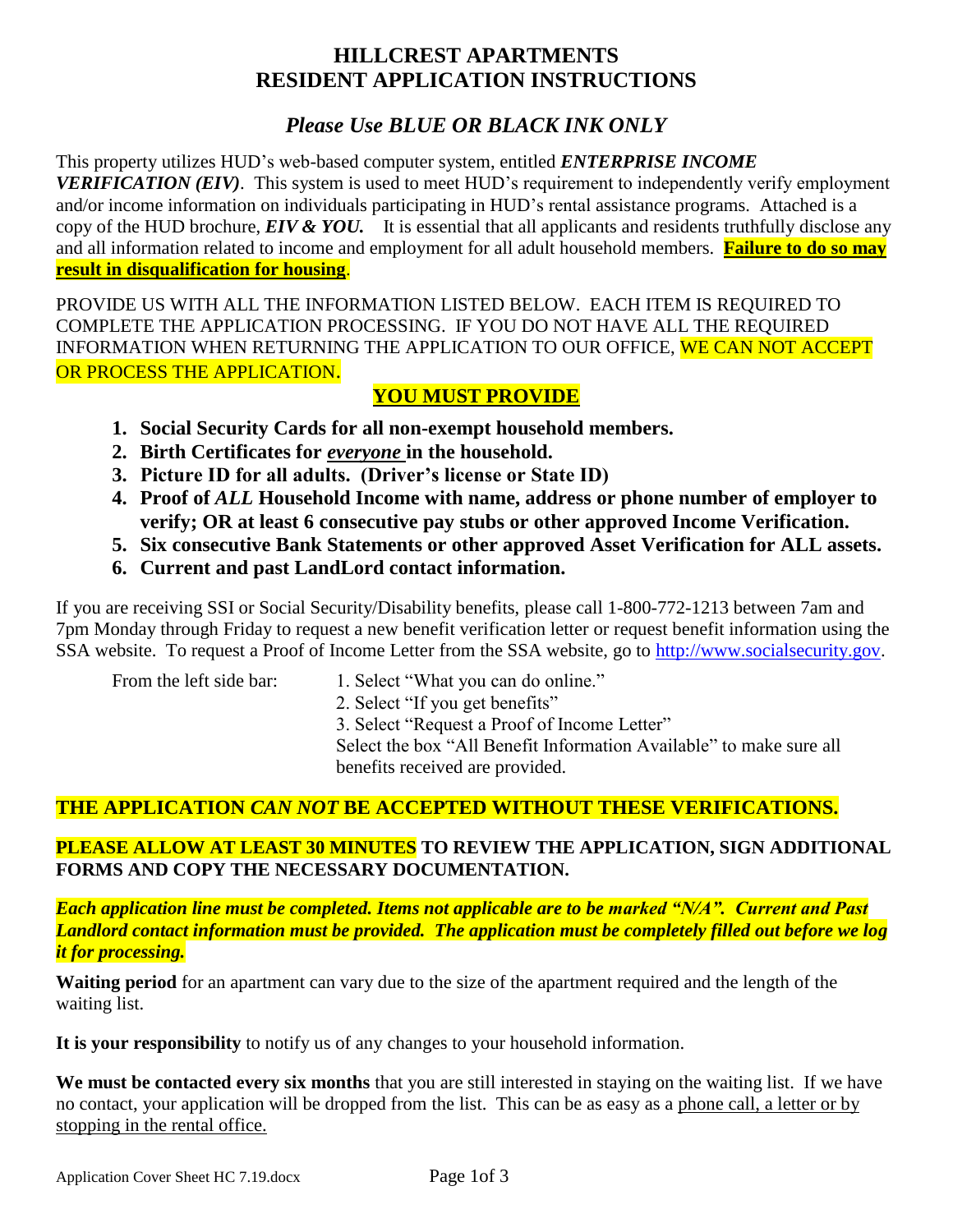# HILLCREST APARTMENTS
# RESIDENT APPLICATION INSTRUCTIONS

## *Please Use BLUE OR BLACK INK ONLY*

This property utilizes HUD's web-based computer system, entitled ***ENTERPRISE INCOME VERIFICATION (EIV)***. This system is used to meet HUD's requirement to independently verify employment and/or income information on individuals participating in HUD's rental assistance programs. Attached is a copy of the HUD brochure, ***EIV & YOU.*** It is essential that all applicants and residents truthfully disclose any and all information related to income and employment for all adult household members. **Failure to do so may result in disqualification for housing**.

PROVIDE US WITH ALL THE INFORMATION LISTED BELOW. EACH ITEM IS REQUIRED TO COMPLETE THE APPLICATION PROCESSING. IF YOU DO NOT HAVE ALL THE REQUIRED INFORMATION WHEN RETURNING THE APPLICATION TO OUR OFFICE, WE CAN NOT ACCEPT OR PROCESS THE APPLICATION.

**YOU MUST PROVIDE**

1. **Social Security Cards for all non-exempt household members.**
2. **Birth Certificates for *everyone* in the household.**
3. **Picture ID for all adults. (Driver's license or State ID)**
4. **Proof of *ALL* Household Income with name, address or phone number of employer to verify; OR at least 6 consecutive pay stubs or other approved Income Verification.**
5. **Six consecutive Bank Statements or other approved Asset Verification for ALL assets.**
6. **Current and past LandLord contact information.**

If you are receiving SSI or Social Security/Disability benefits, please call 1-800-772-1213 between 7am and 7pm Monday through Friday to request a new benefit verification letter or request benefit information using the SSA website. To request a Proof of Income Letter from the SSA website, go to http://www.socialsecurity.gov.

From the left side bar:

1. Select "What you can do online."
2. Select "If you get benefits"
3. Select "Request a Proof of Income Letter"

Select the box "All Benefit Information Available" to make sure all benefits received are provided.

**THE APPLICATION *CAN NOT* BE ACCEPTED WITHOUT THESE VERIFICATIONS.**

**PLEASE ALLOW AT LEAST 30 MINUTES TO REVIEW THE APPLICATION, SIGN ADDITIONAL FORMS AND COPY THE NECESSARY DOCUMENTATION.**

***Each application line must be completed. Items not applicable are to be marked "N/A". Current and Past Landlord contact information must be provided. The application must be completely filled out before we log it for processing.***

**Waiting period** for an apartment can vary due to the size of the apartment required and the length of the waiting list.

**It is your responsibility** to notify us of any changes to your household information.

**We must be contacted every six months** that you are still interested in staying on the waiting list. If we have no contact, your application will be dropped from the list. This can be as easy as a phone call, a letter or by stopping in the rental office.

Application Cover Sheet HC 7.19.docx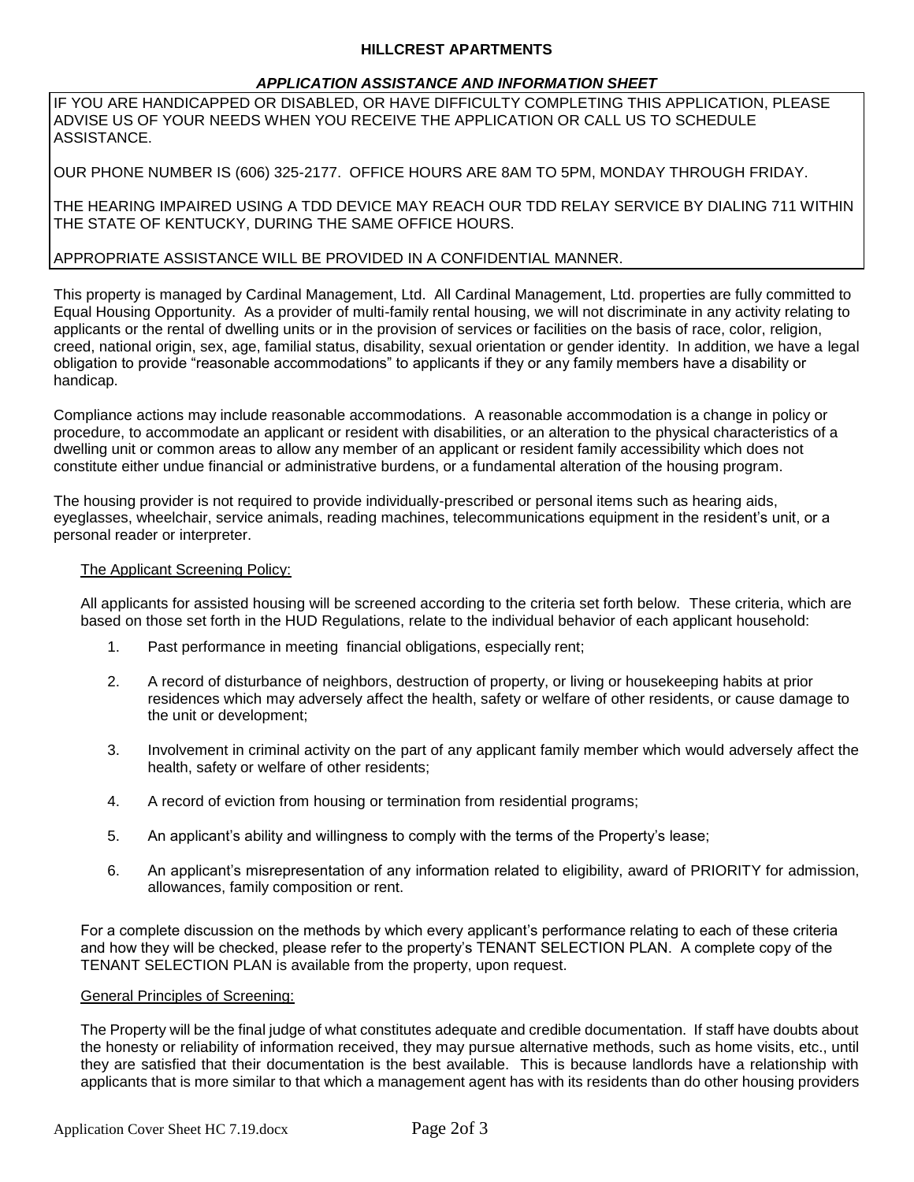**HILLCREST APARTMENTS**

***APPLICATION ASSISTANCE AND INFORMATION SHEET***

IF YOU ARE HANDICAPPED OR DISABLED, OR HAVE DIFFICULTY COMPLETING THIS APPLICATION, PLEASE ADVISE US OF YOUR NEEDS WHEN YOU RECEIVE THE APPLICATION OR CALL US TO SCHEDULE ASSISTANCE.

OUR PHONE NUMBER IS (606) 325-2177. OFFICE HOURS ARE 8AM TO 5PM, MONDAY THROUGH FRIDAY.

THE HEARING IMPAIRED USING A TDD DEVICE MAY REACH OUR TDD RELAY SERVICE BY DIALING 711 WITHIN THE STATE OF KENTUCKY, DURING THE SAME OFFICE HOURS.

APPROPRIATE ASSISTANCE WILL BE PROVIDED IN A CONFIDENTIAL MANNER.

This property is managed by Cardinal Management, Ltd. All Cardinal Management, Ltd. properties are fully committed to Equal Housing Opportunity. As a provider of multi-family rental housing, we will not discriminate in any activity relating to applicants or the rental of dwelling units or in the provision of services or facilities on the basis of race, color, religion, creed, national origin, sex, age, familial status, disability, sexual orientation or gender identity. In addition, we have a legal obligation to provide "reasonable accommodations" to applicants if they or any family members have a disability or handicap.

Compliance actions may include reasonable accommodations. A reasonable accommodation is a change in policy or procedure, to accommodate an applicant or resident with disabilities, or an alteration to the physical characteristics of a dwelling unit or common areas to allow any member of an applicant or resident family accessibility which does not constitute either undue financial or administrative burdens, or a fundamental alteration of the housing program.

The housing provider is not required to provide individually-prescribed or personal items such as hearing aids, eyeglasses, wheelchair, service animals, reading machines, telecommunications equipment in the resident's unit, or a personal reader or interpreter.

<u>The Applicant Screening Policy:</u>

All applicants for assisted housing will be screened according to the criteria set forth below. These criteria, which are based on those set forth in the HUD Regulations, relate to the individual behavior of each applicant household:

1. Past performance in meeting financial obligations, especially rent;
2. A record of disturbance of neighbors, destruction of property, or living or housekeeping habits at prior residences which may adversely affect the health, safety or welfare of other residents, or cause damage to the unit or development;
3. Involvement in criminal activity on the part of any applicant family member which would adversely affect the health, safety or welfare of other residents;
4. A record of eviction from housing or termination from residential programs;
5. An applicant's ability and willingness to comply with the terms of the Property's lease;
6. An applicant's misrepresentation of any information related to eligibility, award of PRIORITY for admission, allowances, family composition or rent.

For a complete discussion on the methods by which every applicant's performance relating to each of these criteria and how they will be checked, please refer to the property's TENANT SELECTION PLAN. A complete copy of the TENANT SELECTION PLAN is available from the property, upon request.

<u>General Principles of Screening:</u>

The Property will be the final judge of what constitutes adequate and credible documentation. If staff have doubts about the honesty or reliability of information received, they may pursue alternative methods, such as home visits, etc., until they are satisfied that their documentation is the best available. This is because landlords have a relationship with applicants that is more similar to that which a management agent has with its residents than do other housing providers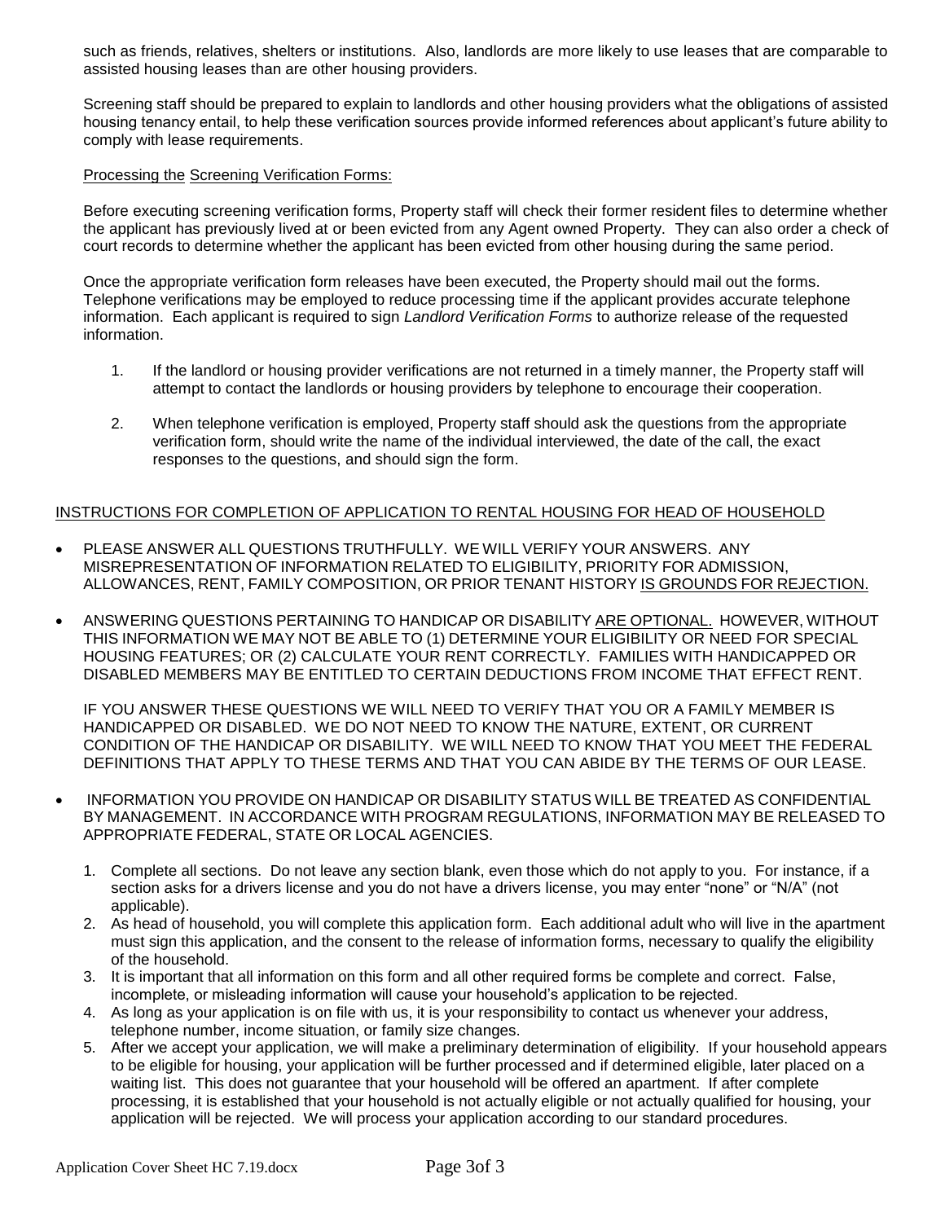such as friends, relatives, shelters or institutions. Also, landlords are more likely to use leases that are comparable to assisted housing leases than are other housing providers.

Screening staff should be prepared to explain to landlords and other housing providers what the obligations of assisted housing tenancy entail, to help these verification sources provide informed references about applicant's future ability to comply with lease requirements.

Processing the Screening Verification Forms:

Before executing screening verification forms, Property staff will check their former resident files to determine whether the applicant has previously lived at or been evicted from any Agent owned Property. They can also order a check of court records to determine whether the applicant has been evicted from other housing during the same period.

Once the appropriate verification form releases have been executed, the Property should mail out the forms. Telephone verifications may be employed to reduce processing time if the applicant provides accurate telephone information. Each applicant is required to sign *Landlord Verification Forms* to authorize release of the requested information.

1. If the landlord or housing provider verifications are not returned in a timely manner, the Property staff will attempt to contact the landlords or housing providers by telephone to encourage their cooperation.

2. When telephone verification is employed, Property staff should ask the questions from the appropriate verification form, should write the name of the individual interviewed, the date of the call, the exact responses to the questions, and should sign the form.

INSTRUCTIONS FOR COMPLETION OF APPLICATION TO RENTAL HOUSING FOR HEAD OF HOUSEHOLD

- PLEASE ANSWER ALL QUESTIONS TRUTHFULLY. WE WILL VERIFY YOUR ANSWERS. ANY MISREPRESENTATION OF INFORMATION RELATED TO ELIGIBILITY, PRIORITY FOR ADMISSION, ALLOWANCES, RENT, FAMILY COMPOSITION, OR PRIOR TENANT HISTORY IS GROUNDS FOR REJECTION.

- ANSWERING QUESTIONS PERTAINING TO HANDICAP OR DISABILITY ARE OPTIONAL. HOWEVER, WITHOUT THIS INFORMATION WE MAY NOT BE ABLE TO (1) DETERMINE YOUR ELIGIBILITY OR NEED FOR SPECIAL HOUSING FEATURES; OR (2) CALCULATE YOUR RENT CORRECTLY. FAMILIES WITH HANDICAPPED OR DISABLED MEMBERS MAY BE ENTITLED TO CERTAIN DEDUCTIONS FROM INCOME THAT EFFECT RENT.

  IF YOU ANSWER THESE QUESTIONS WE WILL NEED TO VERIFY THAT YOU OR A FAMILY MEMBER IS HANDICAPPED OR DISABLED. WE DO NOT NEED TO KNOW THE NATURE, EXTENT, OR CURRENT CONDITION OF THE HANDICAP OR DISABILITY. WE WILL NEED TO KNOW THAT YOU MEET THE FEDERAL DEFINITIONS THAT APPLY TO THESE TERMS AND THAT YOU CAN ABIDE BY THE TERMS OF OUR LEASE.

- INFORMATION YOU PROVIDE ON HANDICAP OR DISABILITY STATUS WILL BE TREATED AS CONFIDENTIAL BY MANAGEMENT. IN ACCORDANCE WITH PROGRAM REGULATIONS, INFORMATION MAY BE RELEASED TO APPROPRIATE FEDERAL, STATE OR LOCAL AGENCIES.

  1. Complete all sections. Do not leave any section blank, even those which do not apply to you. For instance, if a section asks for a drivers license and you do not have a drivers license, you may enter "none" or "N/A" (not applicable).
  2. As head of household, you will complete this application form. Each additional adult who will live in the apartment must sign this application, and the consent to the release of information forms, necessary to qualify the eligibility of the household.
  3. It is important that all information on this form and all other required forms be complete and correct. False, incomplete, or misleading information will cause your household's application to be rejected.
  4. As long as your application is on file with us, it is your responsibility to contact us whenever your address, telephone number, income situation, or family size changes.
  5. After we accept your application, we will make a preliminary determination of eligibility. If your household appears to be eligible for housing, your application will be further processed and if determined eligible, later placed on a waiting list. This does not guarantee that your household will be offered an apartment. If after complete processing, it is established that your household is not actually eligible or not actually qualified for housing, your application will be rejected. We will process your application according to our standard procedures.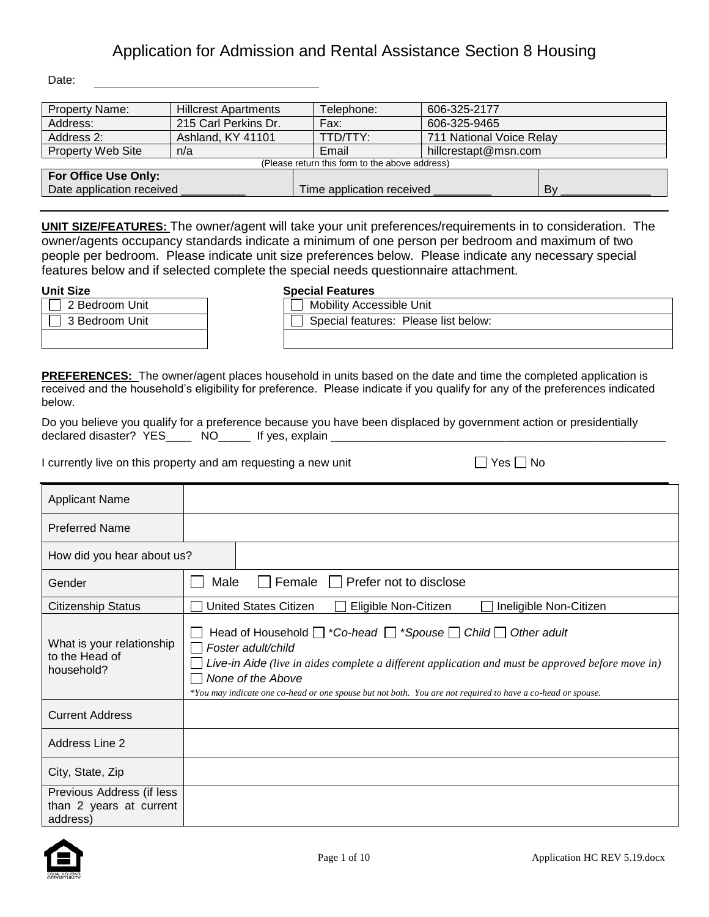# Application for Admission and Rental Assistance Section 8 Housing

Date: ______________________________

| Property Name: | Hillcrest Apartments | Telephone: | 606-325-2177 |
|---|---|---|---|
| Address: | 215 Carl Perkins Dr. | Fax: | 606-325-9465 |
| Address 2: | Ashland, KY 41101 | TTD/TTY: | 711 National Voice Relay |
| Property Web Site | n/a | Email | hillcrestapt@msn.com |

(Please return this form to the above address)

| **For Office Use Only:** Date application received __________ | Time application received _________ | By ______________ |
|---|---|---|

**UNIT SIZE/FEATURES:** The owner/agent will take your unit preferences/requirements in to consideration. The owner/agents occupancy standards indicate a minimum of one person per bedroom and maximum of two people per bedroom. Please indicate unit size preferences below. Please indicate any necessary special features below and if selected complete the special needs questionnaire attachment.

| **Unit Size** |
|---|
| ☐ 2 Bedroom Unit |
| ☐ 3 Bedroom Unit |
| |

| **Special Features** |
|---|
| ☐ Mobility Accessible Unit |
| ☐ Special features: Please list below: |
| |

**PREFERENCES:** The owner/agent places household in units based on the date and time the completed application is received and the household's eligibility for preference. Please indicate if you qualify for any of the preferences indicated below.

Do you believe you qualify for a preference because you have been displaced by government action or presidentially declared disaster? YES____ NO_____ If yes, explain _______________________________________________________

I currently live on this property and am requesting a new unit ☐ Yes ☐ No

| | |
|---|---|
| Applicant Name | |
| Preferred Name | |
| How did you hear about us? | |
| Gender | ☐ Male ☐ Female ☐ Prefer not to disclose |
| Citizenship Status | ☐ United States Citizen ☐ Eligible Non-Citizen ☐ Ineligible Non-Citizen |
| What is your relationship to the Head of household? | ☐ Head of Household ☐ *\*Co-head* ☐ *\*Spouse* ☐ *Child* ☐ *Other adult* ☐ *Foster adult/child* ☐ *Live-in Aide (live in aides complete a different application and must be approved before move in)* ☐ *None of the Above* *\*You may indicate one co-head or one spouse but not both. You are not required to have a co-head or spouse.* |
| Current Address | |
| Address Line 2 | |
| City, State, Zip | |
| Previous Address (if less than 2 years at current address) | |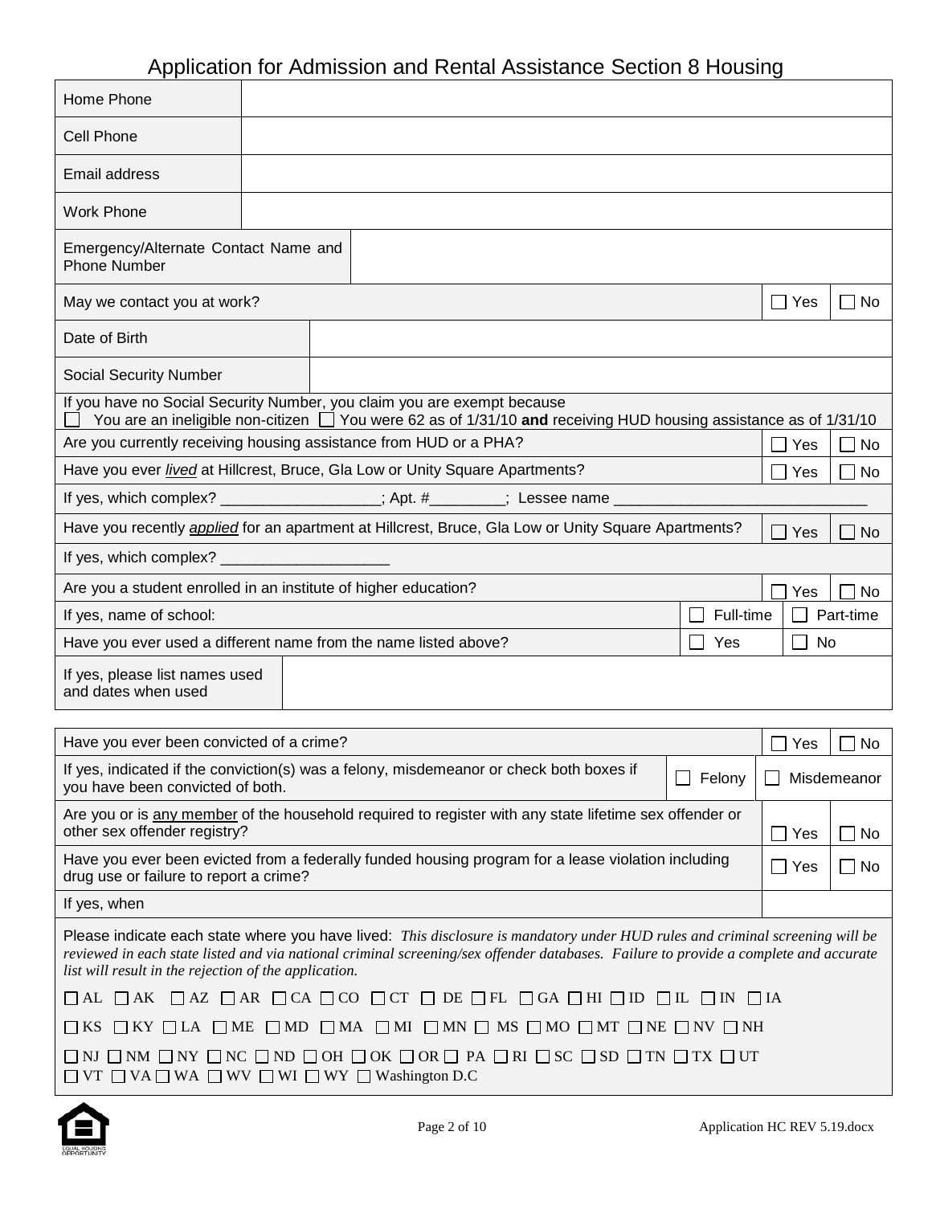# Application for Admission and Rental Assistance Section 8 Housing

| | |
|---|---|
| Home Phone | |
| Cell Phone | |
| Email address | |
| Work Phone | |
| Emergency/Alternate Contact Name and Phone Number | |

| | | |
|---|---|---|
| May we contact you at work? | ☐ Yes | ☐ No |

| | |
|---|---|
| Date of Birth | |
| Social Security Number | |

If you have no Social Security Number, you claim you are exempt because
☐ You are an ineligible non-citizen ☐ You were 62 as of 1/31/10 **and** receiving HUD housing assistance as of 1/31/10

| | | |
|---|---|---|
| Are you currently receiving housing assistance from HUD or a PHA? | ☐ Yes | ☐ No |
| Have you ever *lived* at Hillcrest, Bruce, Gla Low or Unity Square Apartments? | ☐ Yes | ☐ No |

If yes, which complex? __________________; Apt. #________; Lessee name ______________________________

| | | |
|---|---|---|
| Have you recently *applied* for an apartment at Hillcrest, Bruce, Gla Low or Unity Square Apartments? | ☐ Yes | ☐ No |

If yes, which complex? ___________________

| | | |
|---|---|---|
| Are you a student enrolled in an institute of higher education? | ☐ Yes | ☐ No |
| If yes, name of school: | ☐ Full-time | ☐ Part-time |
| Have you ever used a different name from the name listed above? | ☐ Yes | ☐ No |

| | |
|---|---|
| If yes, please list names used and dates when used | |

| | | |
|---|---|---|
| Have you ever been convicted of a crime? | ☐ Yes | ☐ No |
| If yes, indicated if the conviction(s) was a felony, misdemeanor or check both boxes if you have been convicted of both. | ☐ Felony | ☐ Misdemeanor |
| Are you or is any member of the household required to register with any state lifetime sex offender or other sex offender registry? | ☐ Yes | ☐ No |
| Have you ever been evicted from a federally funded housing program for a lease violation including drug use or failure to report a crime? | ☐ Yes | ☐ No |
| If yes, when | | |

Please indicate each state where you have lived: *This disclosure is mandatory under HUD rules and criminal screening will be reviewed in each state listed and via national criminal screening/sex offender databases. Failure to provide a complete and accurate list will result in the rejection of the application.*

☐ AL ☐ AK ☐ AZ ☐ AR ☐ CA ☐ CO ☐ CT ☐ DE ☐ FL ☐ GA ☐ HI ☐ ID ☐ IL ☐ IN ☐ IA

☐ KS ☐ KY ☐ LA ☐ ME ☐ MD ☐ MA ☐ MI ☐ MN ☐ MS ☐ MO ☐ MT ☐ NE ☐ NV ☐ NH

☐ NJ ☐ NM ☐ NY ☐ NC ☐ ND ☐ OH ☐ OK ☐ OR ☐ PA ☐ RI ☐ SC ☐ SD ☐ TN ☐ TX ☐ UT
☐ VT ☐ VA ☐ WA ☐ WV ☐ WI ☐ WY ☐ Washington D.C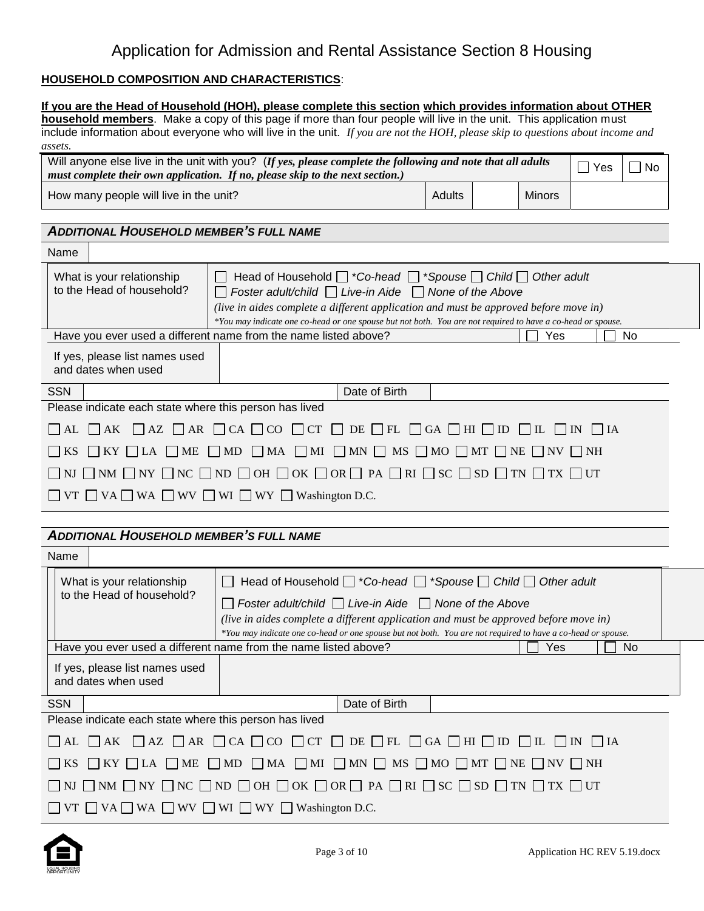# Application for Admission and Rental Assistance Section 8 Housing

**HOUSEHOLD COMPOSITION AND CHARACTERISTICS**:

**If you are the Head of Household (HOH), please complete this section which provides information about OTHER household members**. Make a copy of this page if more than four people will live in the unit. This application must include information about everyone who will live in the unit. *If you are not the HOH, please skip to questions about income and assets.*

| Will anyone else live in the unit with you? (***If yes, please complete the following and note that all adults must complete their own application. If no, please skip to the next section.***) | | | ☐ Yes | ☐ No |
|---|---|---|---|---|
| How many people will live in the unit? | Adults | | Minors | |

***ADDITIONAL HOUSEHOLD MEMBER'S FULL NAME***

| Name | |
|---|---|
| What is your relationship to the Head of household? | ☐ Head of Household ☐ **Co-head* ☐ **Spouse* ☐ *Child* ☐ *Other adult* ☐ *Foster adult/child* ☐ *Live-in Aide* ☐ *None of the Above* *(live in aides complete a different application and must be approved before move in)* **You may indicate one co-head or one spouse but not both. You are not required to have a co-head or spouse.* |

| Have you ever used a different name from the name listed above? | ☐ Yes | ☐ No |
|---|---|---|
| If yes, please list names used and dates when used | | |

| SSN | | Date of Birth | |
|---|---|---|---|

Please indicate each state where this person has lived

☐ AL ☐ AK ☐ AZ ☐ AR ☐ CA ☐ CO ☐ CT ☐ DE ☐ FL ☐ GA ☐ HI ☐ ID ☐ IL ☐ IN ☐ IA

☐ KS ☐ KY ☐ LA ☐ ME ☐ MD ☐ MA ☐ MI ☐ MN ☐ MS ☐ MO ☐ MT ☐ NE ☐ NV ☐ NH

☐ NJ ☐ NM ☐ NY ☐ NC ☐ ND ☐ OH ☐ OK ☐ OR ☐ PA ☐ RI ☐ SC ☐ SD ☐ TN ☐ TX ☐ UT

☐ VT ☐ VA ☐ WA ☐ WV ☐ WI ☐ WY ☐ Washington D.C.

***ADDITIONAL HOUSEHOLD MEMBER'S FULL NAME***

| Name | |
|---|---|
| What is your relationship to the Head of household? | ☐ Head of Household ☐ **Co-head* ☐ **Spouse* ☐ *Child* ☐ *Other adult* ☐ *Foster adult/child* ☐ *Live-in Aide* ☐ *None of the Above* *(live in aides complete a different application and must be approved before move in)* **You may indicate one co-head or one spouse but not both. You are not required to have a co-head or spouse.* |

| Have you ever used a different name from the name listed above? | ☐ Yes | ☐ No |
|---|---|---|
| If yes, please list names used and dates when used | | |

| SSN | | Date of Birth | |
|---|---|---|---|

Please indicate each state where this person has lived

☐ AL ☐ AK ☐ AZ ☐ AR ☐ CA ☐ CO ☐ CT ☐ DE ☐ FL ☐ GA ☐ HI ☐ ID ☐ IL ☐ IN ☐ IA

☐ KS ☐ KY ☐ LA ☐ ME ☐ MD ☐ MA ☐ MI ☐ MN ☐ MS ☐ MO ☐ MT ☐ NE ☐ NV ☐ NH

☐ NJ ☐ NM ☐ NY ☐ NC ☐ ND ☐ OH ☐ OK ☐ OR ☐ PA ☐ RI ☐ SC ☐ SD ☐ TN ☐ TX ☐ UT

☐ VT ☐ VA ☐ WA ☐ WV ☐ WI ☐ WY ☐ Washington D.C.

Application HC REV 5.19.docx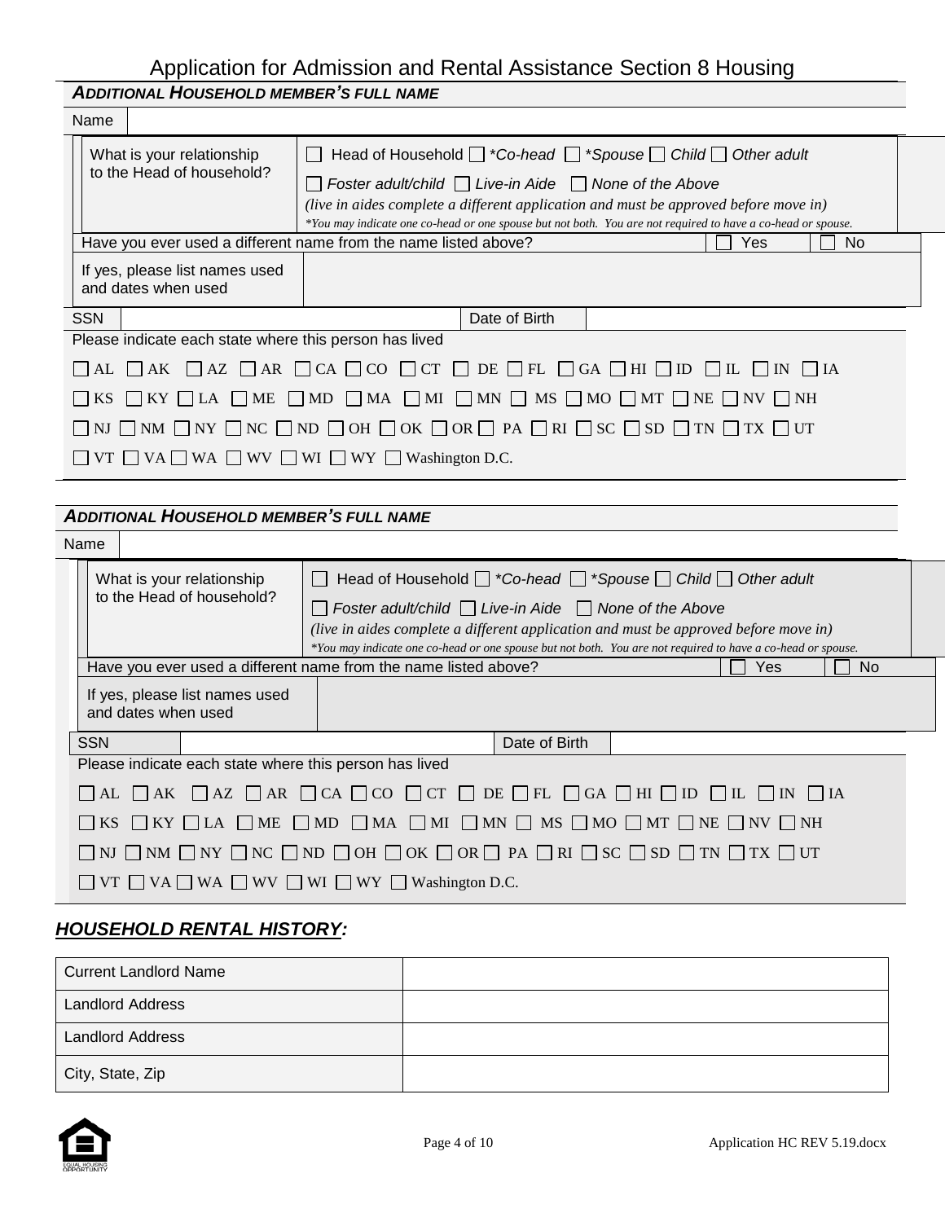# Application for Admission and Rental Assistance Section 8 Housing

### *ADDITIONAL HOUSEHOLD MEMBER'S FULL NAME*

| Name | |
|---|---|

| What is your relationship to the Head of household? | ☐ Head of Household ☐ *\*Co-head* ☐ *\*Spouse* ☐ *Child* ☐ *Other adult* ☐ *Foster adult/child* ☐ *Live-in Aide* ☐ *None of the Above* *(live in aides complete a different application and must be approved before move in)* *\*You may indicate one co-head or one spouse but not both. You are not required to have a co-head or spouse.* |
|---|---|
| Have you ever used a different name from the name listed above? | ☐ Yes ☐ No |
| If yes, please list names used and dates when used | |

| SSN | | Date of Birth | |
|---|---|---|---|

Please indicate each state where this person has lived

☐ AL ☐ AK ☐ AZ ☐ AR ☐ CA ☐ CO ☐ CT ☐ DE ☐ FL ☐ GA ☐ HI ☐ ID ☐ IL ☐ IN ☐ IA

☐ KS ☐ KY ☐ LA ☐ ME ☐ MD ☐ MA ☐ MI ☐ MN ☐ MS ☐ MO ☐ MT ☐ NE ☐ NV ☐ NH

☐ NJ ☐ NM ☐ NY ☐ NC ☐ ND ☐ OH ☐ OK ☐ OR ☐ PA ☐ RI ☐ SC ☐ SD ☐ TN ☐ TX ☐ UT

☐ VT ☐ VA ☐ WA ☐ WV ☐ WI ☐ WY ☐ Washington D.C.

### *ADDITIONAL HOUSEHOLD MEMBER'S FULL NAME*

| Name | |
|---|---|

| What is your relationship to the Head of household? | ☐ Head of Household ☐ *\*Co-head* ☐ *\*Spouse* ☐ *Child* ☐ *Other adult* ☐ *Foster adult/child* ☐ *Live-in Aide* ☐ *None of the Above* *(live in aides complete a different application and must be approved before move in)* *\*You may indicate one co-head or one spouse but not both. You are not required to have a co-head or spouse.* |
|---|---|
| Have you ever used a different name from the name listed above? | ☐ Yes ☐ No |
| If yes, please list names used and dates when used | |

| SSN | | Date of Birth | |
|---|---|---|---|

Please indicate each state where this person has lived

☐ AL ☐ AK ☐ AZ ☐ AR ☐ CA ☐ CO ☐ CT ☐ DE ☐ FL ☐ GA ☐ HI ☐ ID ☐ IL ☐ IN ☐ IA

☐ KS ☐ KY ☐ LA ☐ ME ☐ MD ☐ MA ☐ MI ☐ MN ☐ MS ☐ MO ☐ MT ☐ NE ☐ NV ☐ NH

☐ NJ ☐ NM ☐ NY ☐ NC ☐ ND ☐ OH ☐ OK ☐ OR ☐ PA ☐ RI ☐ SC ☐ SD ☐ TN ☐ TX ☐ UT

☐ VT ☐ VA ☐ WA ☐ WV ☐ WI ☐ WY ☐ Washington D.C.

## ***HOUSEHOLD RENTAL HISTORY:***

| Current Landlord Name | |
|---|---|
| Landlord Address | |
| Landlord Address | |
| City, State, Zip | |

Application HC REV 5.19.docx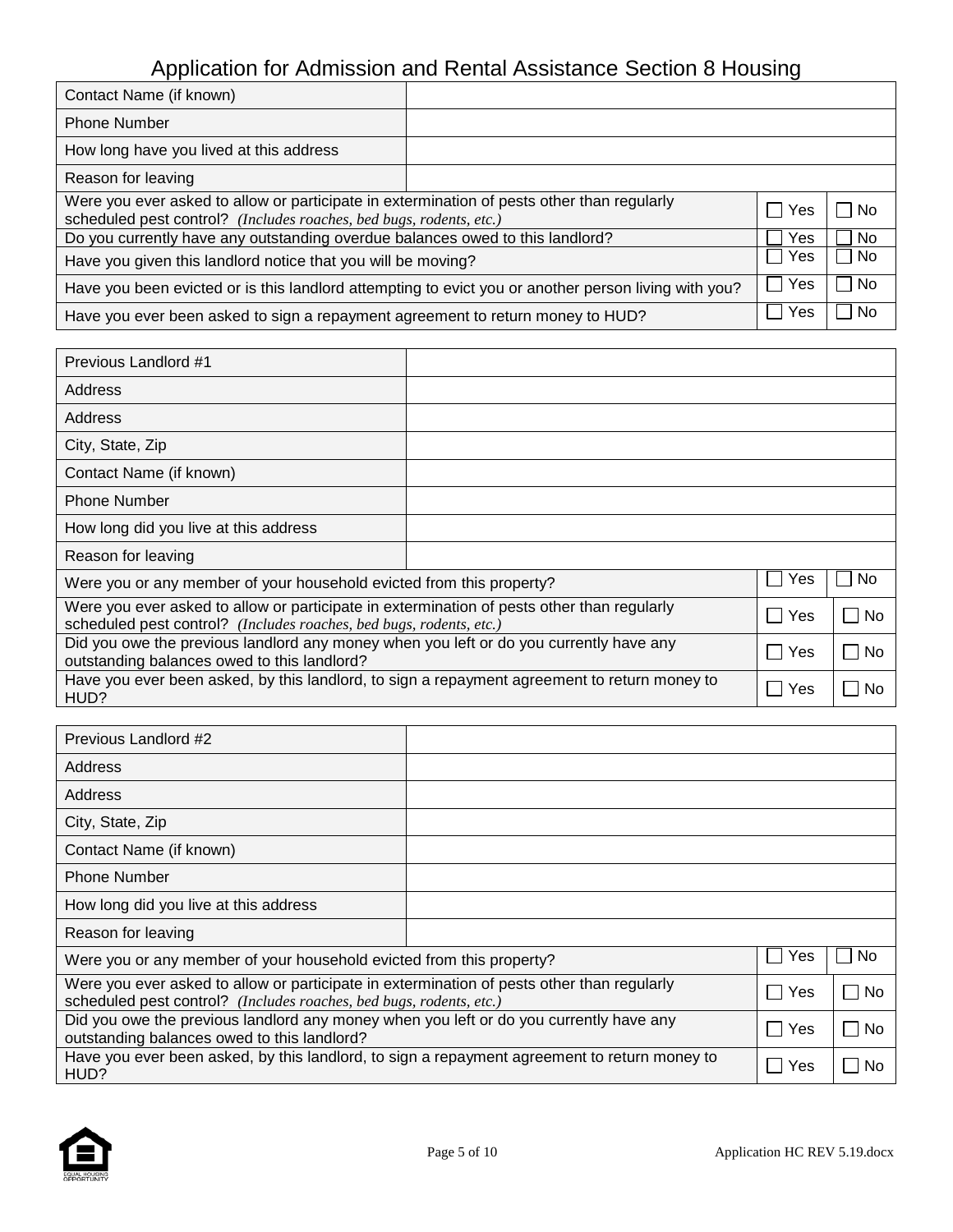# Application for Admission and Rental Assistance Section 8 Housing

| | | | |
|---|---|---|---|
| Contact Name (if known) | | | |
| Phone Number | | | |
| How long have you lived at this address | | | |
| Reason for leaving | | | |
| Were you ever asked to allow or participate in extermination of pests other than regularly scheduled pest control? *(Includes roaches, bed bugs, rodents, etc.)* | | ☐ Yes | ☐ No |
| Do you currently have any outstanding overdue balances owed to this landlord? | | ☐ Yes | ☐ No |
| Have you given this landlord notice that you will be moving? | | ☐ Yes | ☐ No |
| Have you been evicted or is this landlord attempting to evict you or another person living with you? | | ☐ Yes | ☐ No |
| Have you ever been asked to sign a repayment agreement to return money to HUD? | | ☐ Yes | ☐ No |

| | | | |
|---|---|---|---|
| Previous Landlord #1 | | | |
| Address | | | |
| Address | | | |
| City, State, Zip | | | |
| Contact Name (if known) | | | |
| Phone Number | | | |
| How long did you live at this address | | | |
| Reason for leaving | | | |
| Were you or any member of your household evicted from this property? | | ☐ Yes | ☐ No |
| Were you ever asked to allow or participate in extermination of pests other than regularly scheduled pest control? *(Includes roaches, bed bugs, rodents, etc.)* | | ☐ Yes | ☐ No |
| Did you owe the previous landlord any money when you left or do you currently have any outstanding balances owed to this landlord? | | ☐ Yes | ☐ No |
| Have you ever been asked, by this landlord, to sign a repayment agreement to return money to HUD? | | ☐ Yes | ☐ No |

| | | | |
|---|---|---|---|
| Previous Landlord #2 | | | |
| Address | | | |
| Address | | | |
| City, State, Zip | | | |
| Contact Name (if known) | | | |
| Phone Number | | | |
| How long did you live at this address | | | |
| Reason for leaving | | | |
| Were you or any member of your household evicted from this property? | | ☐ Yes | ☐ No |
| Were you ever asked to allow or participate in extermination of pests other than regularly scheduled pest control? *(Includes roaches, bed bugs, rodents, etc.)* | | ☐ Yes | ☐ No |
| Did you owe the previous landlord any money when you left or do you currently have any outstanding balances owed to this landlord? | | ☐ Yes | ☐ No |
| Have you ever been asked, by this landlord, to sign a repayment agreement to return money to HUD? | | ☐ Yes | ☐ No |

Application HC REV 5.19.docx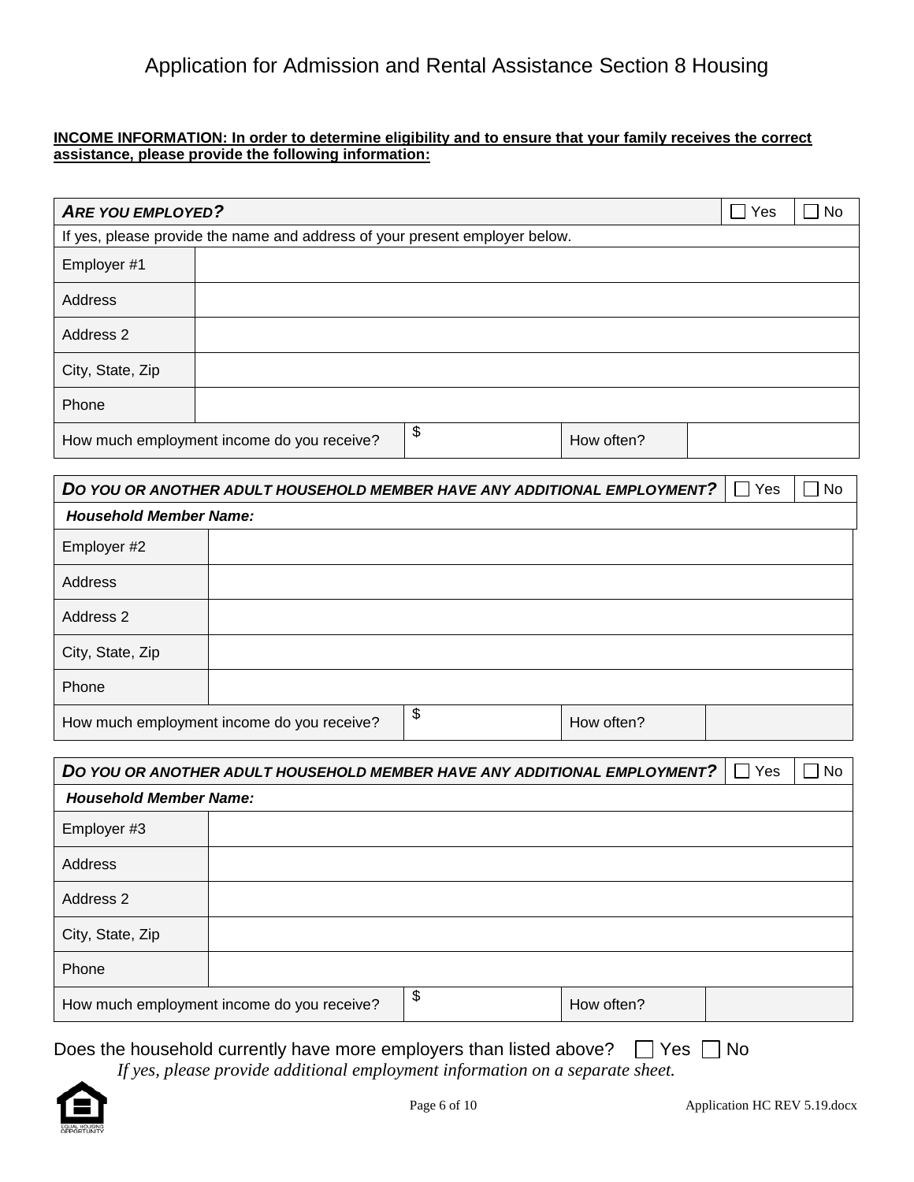# Application for Admission and Rental Assistance Section 8 Housing

**INCOME INFORMATION: In order to determine eligibility and to ensure that your family receives the correct assistance, please provide the following information:**

| ***ARE YOU EMPLOYED?*** | | | | ☐ Yes | ☐ No |
|---|---|---|---|---|---|
| If yes, please provide the name and address of your present employer below. | | | | | |
| Employer #1 | | | | | |
| Address | | | | | |
| Address 2 | | | | | |
| City, State, Zip | | | | | |
| Phone | | | | | |
| How much employment income do you receive? | $ | How often? | | | |

| ***DO YOU OR ANOTHER ADULT HOUSEHOLD MEMBER HAVE ANY ADDITIONAL EMPLOYMENT?*** | | | | ☐ Yes | ☐ No |
|---|---|---|---|---|---|
| ***Household Member Name:*** | | | | | |
| Employer #2 | | | | | |
| Address | | | | | |
| Address 2 | | | | | |
| City, State, Zip | | | | | |
| Phone | | | | | |
| How much employment income do you receive? | $ | How often? | | | |

| ***DO YOU OR ANOTHER ADULT HOUSEHOLD MEMBER HAVE ANY ADDITIONAL EMPLOYMENT?*** | | | | ☐ Yes | ☐ No |
|---|---|---|---|---|---|
| ***Household Member Name:*** | | | | | |
| Employer #3 | | | | | |
| Address | | | | | |
| Address 2 | | | | | |
| City, State, Zip | | | | | |
| Phone | | | | | |
| How much employment income do you receive? | $ | How often? | | | |

Does the household currently have more employers than listed above? ☐ Yes ☐ No

*If yes, please provide additional employment information on a separate sheet.*

Application HC REV 5.19.docx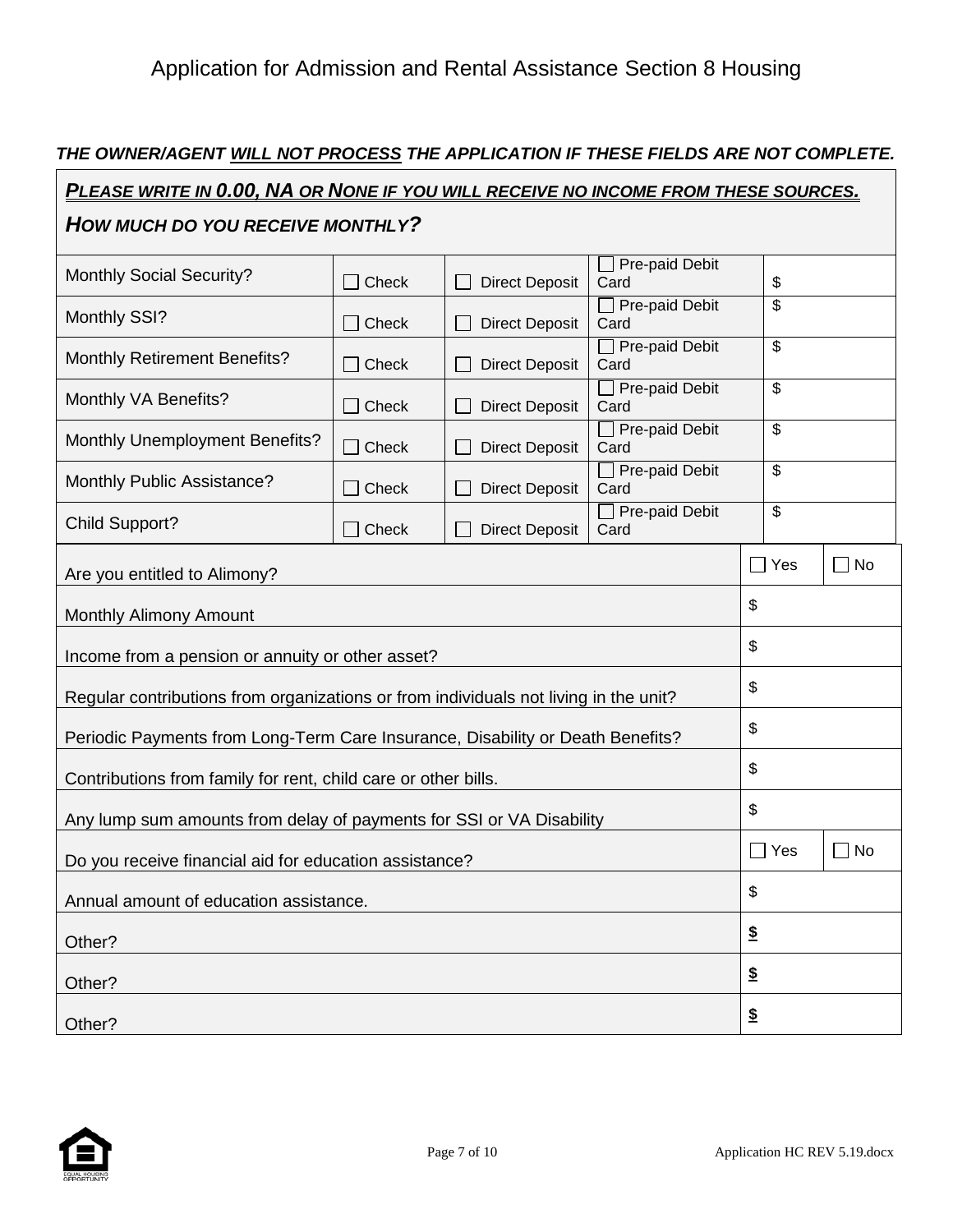# Application for Admission and Rental Assistance Section 8 Housing

***THE OWNER/AGENT <u>WILL NOT PROCESS</u> THE APPLICATION IF THESE FIELDS ARE NOT COMPLETE.***

***<u>PLEASE WRITE IN 0.00, NA OR NONE IF YOU WILL RECEIVE NO INCOME FROM THESE SOURCES.</u>***

***HOW MUCH DO YOU RECEIVE MONTHLY?***

| | | | | |
|---|---|---|---|---|
| Monthly Social Security? | ☐ Check | ☐ Direct Deposit | ☐ Pre-paid Debit Card | $ |
| Monthly SSI? | ☐ Check | ☐ Direct Deposit | ☐ Pre-paid Debit Card | $ |
| Monthly Retirement Benefits? | ☐ Check | ☐ Direct Deposit | ☐ Pre-paid Debit Card | $ |
| Monthly VA Benefits? | ☐ Check | ☐ Direct Deposit | ☐ Pre-paid Debit Card | $ |
| Monthly Unemployment Benefits? | ☐ Check | ☐ Direct Deposit | ☐ Pre-paid Debit Card | $ |
| Monthly Public Assistance? | ☐ Check | ☐ Direct Deposit | ☐ Pre-paid Debit Card | $ |
| Child Support? | ☐ Check | ☐ Direct Deposit | ☐ Pre-paid Debit Card | $ |

| | | |
|---|---|---|
| Are you entitled to Alimony? | ☐ Yes | ☐ No |
| Monthly Alimony Amount | $ | |
| Income from a pension or annuity or other asset? | $ | |
| Regular contributions from organizations or from individuals not living in the unit? | $ | |
| Periodic Payments from Long-Term Care Insurance, Disability or Death Benefits? | $ | |
| Contributions from family for rent, child care or other bills. | $ | |
| Any lump sum amounts from delay of payments for SSI or VA Disability | $ | |
| Do you receive financial aid for education assistance? | ☐ Yes | ☐ No |
| Annual amount of education assistance. | $ | |
| Other? | **<u>$</u>** | |
| Other? | **<u>$</u>** | |
| Other? | **<u>$</u>** | |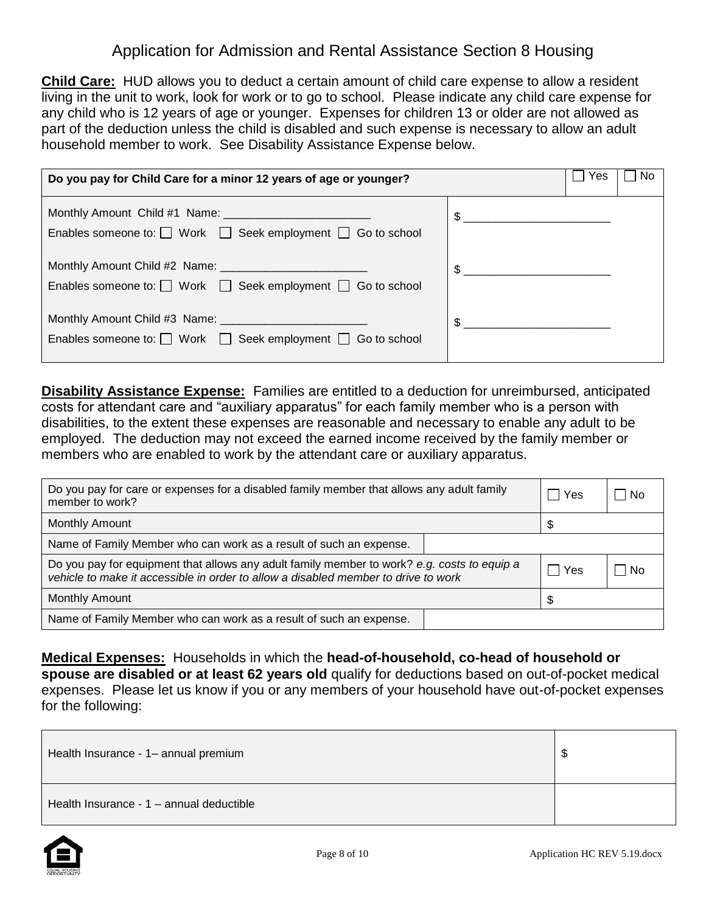# Application for Admission and Rental Assistance Section 8 Housing

**Child Care:** HUD allows you to deduct a certain amount of child care expense to allow a resident living in the unit to work, look for work or to go to school. Please indicate any child care expense for any child who is 12 years of age or younger. Expenses for children 13 or older are not allowed as part of the deduction unless the child is disabled and such expense is necessary to allow an adult household member to work. See Disability Assistance Expense below.

| **Do you pay for Child Care for a minor 12 years of age or younger?** | | ☐ Yes | ☐ No |
|---|---|---|---|
| Monthly Amount Child #1 Name: _______________________<br>Enables someone to: ☐ Work ☐ Seek employment ☐ Go to school | $ _______________________ | | |
| Monthly Amount Child #2 Name: _______________________<br>Enables someone to: ☐ Work ☐ Seek employment ☐ Go to school | $ _______________________ | | |
| Monthly Amount Child #3 Name: _______________________<br>Enables someone to: ☐ Work ☐ Seek employment ☐ Go to school | $ _______________________ | | |

**Disability Assistance Expense:** Families are entitled to a deduction for unreimbursed, anticipated costs for attendant care and "auxiliary apparatus" for each family member who is a person with disabilities, to the extent these expenses are reasonable and necessary to enable any adult to be employed. The deduction may not exceed the earned income received by the family member or members who are enabled to work by the attendant care or auxiliary apparatus.

| Do you pay for care or expenses for a disabled family member that allows any adult family member to work? | | ☐ Yes | ☐ No |
|---|---|---|---|
| Monthly Amount | | $ | |
| Name of Family Member who can work as a result of such an expense. | | | |
| Do you pay for equipment that allows any adult family member to work? *e.g. costs to equip a vehicle to make it accessible in order to allow a disabled member to drive to work* | | ☐ Yes | ☐ No |
| Monthly Amount | | $ | |
| Name of Family Member who can work as a result of such an expense. | | | |

**Medical Expenses:** Households in which the **head-of-household, co-head of household or spouse are disabled or at least 62 years old** qualify for deductions based on out-of-pocket medical expenses. Please let us know if you or any members of your household have out-of-pocket expenses for the following:

| | |
|---|---|
| Health Insurance - 1– annual premium | $ |
| Health Insurance - 1 – annual deductible | |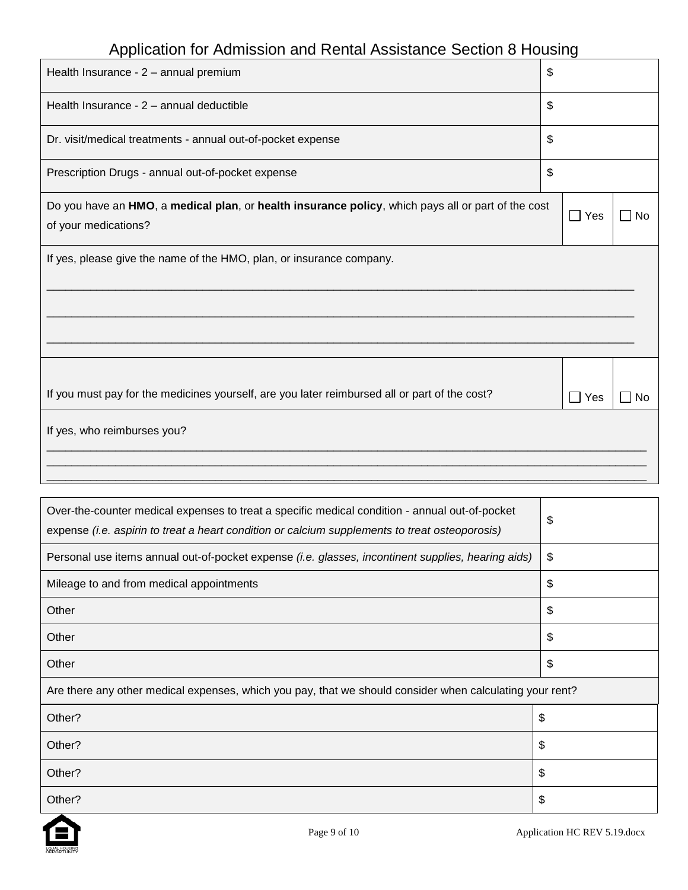# Application for Admission and Rental Assistance Section 8 Housing

| | |
|---|---|
| Health Insurance - 2 – annual premium | $ |
| Health Insurance - 2 – annual deductible | $ |
| Dr. visit/medical treatments - annual out-of-pocket expense | $ |
| Prescription Drugs - annual out-of-pocket expense | $ |

| | | |
|---|---|---|
| Do you have an **HMO**, a **medical plan**, or **health insurance policy**, which pays all or part of the cost of your medications? | ☐ Yes | ☐ No |

If yes, please give the name of the HMO, plan, or insurance company.

_______________________________________________________________________________

_______________________________________________________________________________

_______________________________________________________________________________

| | | |
|---|---|---|
| If you must pay for the medicines yourself, are you later reimbursed all or part of the cost? | ☐ Yes | ☐ No |

If yes, who reimburses you?

_______________________________________________________________________________

_______________________________________________________________________________

_______________________________________________________________________________

| | |
|---|---|
| Over-the-counter medical expenses to treat a specific medical condition - annual out-of-pocket expense *(i.e. aspirin to treat a heart condition or calcium supplements to treat osteoporosis)* | $ |
| Personal use items annual out-of-pocket expense *(i.e. glasses, incontinent supplies, hearing aids)* | $ |
| Mileage to and from medical appointments | $ |
| Other | $ |
| Other | $ |
| Other | $ |

Are there any other medical expenses, which you pay, that we should consider when calculating your rent?

| | |
|---|---|
| Other? | $ |
| Other? | $ |
| Other? | $ |
| Other? | $ |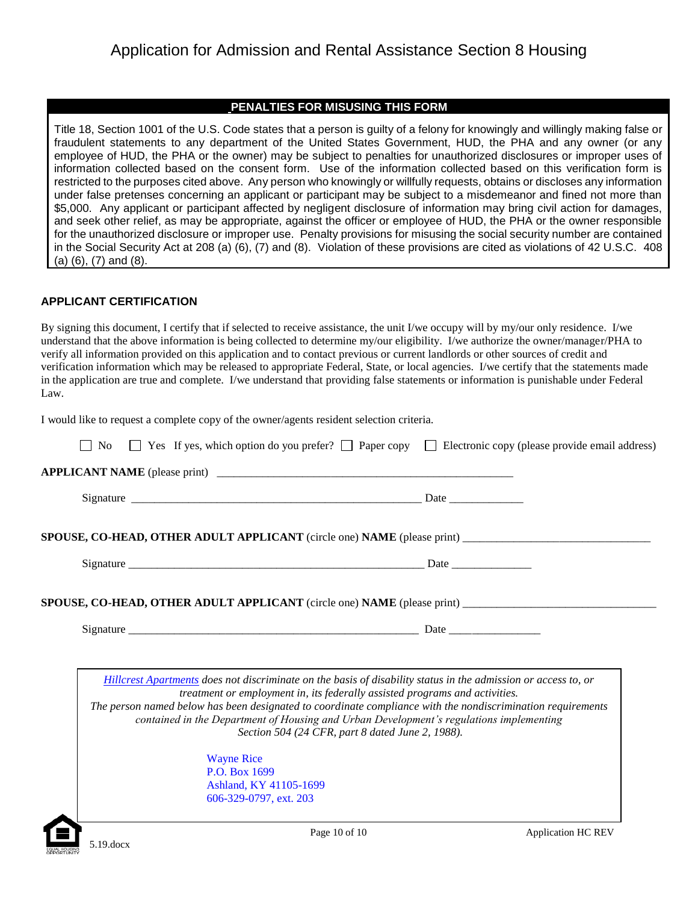# Application for Admission and Rental Assistance Section 8 Housing

**PENALTIES FOR MISUSING THIS FORM**

Title 18, Section 1001 of the U.S. Code states that a person is guilty of a felony for knowingly and willingly making false or fraudulent statements to any department of the United States Government, HUD, the PHA and any owner (or any employee of HUD, the PHA or the owner) may be subject to penalties for unauthorized disclosures or improper uses of information collected based on the consent form. Use of the information collected based on this verification form is restricted to the purposes cited above. Any person who knowingly or willfully requests, obtains or discloses any information under false pretenses concerning an applicant or participant may be subject to a misdemeanor and fined not more than $5,000. Any applicant or participant affected by negligent disclosure of information may bring civil action for damages, and seek other relief, as may be appropriate, against the officer or employee of HUD, the PHA or the owner responsible for the unauthorized disclosure or improper use. Penalty provisions for misusing the social security number are contained in the Social Security Act at 208 (a) (6), (7) and (8). Violation of these provisions are cited as violations of 42 U.S.C. 408 (a) (6), (7) and (8).

## APPLICANT CERTIFICATION

By signing this document, I certify that if selected to receive assistance, the unit I/we occupy will by my/our only residence. I/we understand that the above information is being collected to determine my/our eligibility. I/we authorize the owner/manager/PHA to verify all information provided on this application and to contact previous or current landlords or other sources of credit and verification information which may be released to appropriate Federal, State, or local agencies. I/we certify that the statements made in the application are true and complete. I/we understand that providing false statements or information is punishable under Federal Law.

I would like to request a complete copy of the owner/agents resident selection criteria.

☐ No ☐ Yes If yes, which option do you prefer? ☐ Paper copy ☐ Electronic copy (please provide email address)

**APPLICANT NAME** (please print) ______________________________

Signature ______________________________ Date ____________

**SPOUSE, CO-HEAD, OTHER ADULT APPLICANT** (circle one) **NAME** (please print) ______________________________

Signature ______________________________ Date ____________

**SPOUSE, CO-HEAD, OTHER ADULT APPLICANT** (circle one) **NAME** (please print) ______________________________

Signature ______________________________ Date ____________

*Hillcrest Apartments does not discriminate on the basis of disability status in the admission or access to, or treatment or employment in, its federally assisted programs and activities.*
*The person named below has been designated to coordinate compliance with the nondiscrimination requirements contained in the Department of Housing and Urban Development's regulations implementing Section 504 (24 CFR, part 8 dated June 2, 1988).*

Wayne Rice
P.O. Box 1699
Ashland, KY 41105-1699
606-329-0797, ext. 203

5.19.docx

Application HC REV